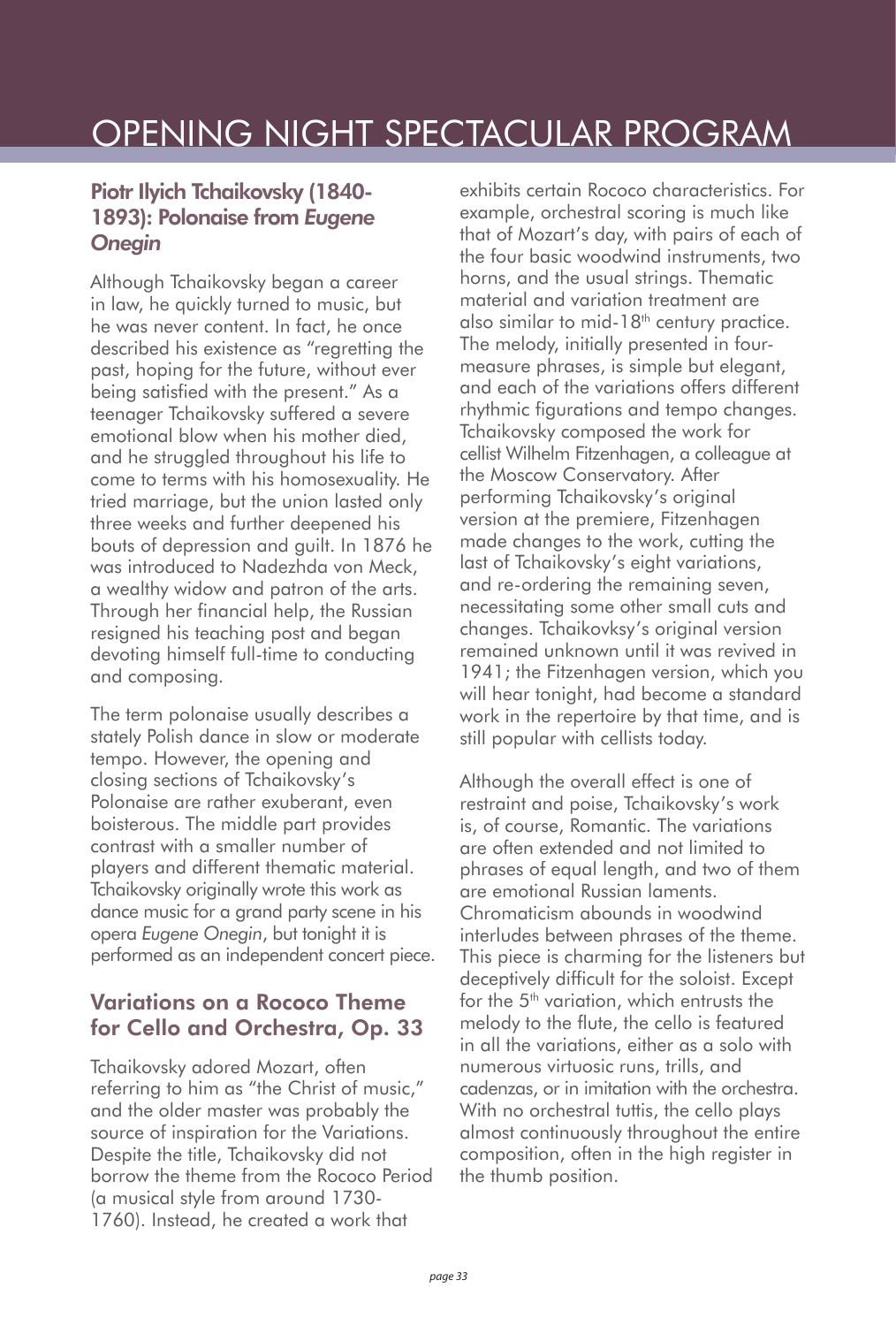# OPENING NIGHT SPECTACULAR PROGRAM

### Piotr Ilyich Tchaikovsky (1840-1893): Polonaise from *Eugene Onegin*

Although Tchaikovsky began a career in law, he quickly turned to music, but he was never content. In fact, he once described his existence as "regretting the past, hoping for the future, without ever being satisfied with the present." As a teenager Tchaikovsky suffered a severe emotional blow when his mother died, and he struggled throughout his life to come to terms with his homosexuality. He tried marriage, but the union lasted only three weeks and further deepened his bouts of depression and guilt. In 1876 he was introduced to Nadezhda von Meck, a wealthy widow and patron of the arts. Through her financial help, the Russian resigned his teaching post and began devoting himself full-time to conducting and composing.

The term polonaise usually describes a stately Polish dance in slow or moderate tempo. However, the opening and closing sections of Tchaikovsky's Polonaise are rather exuberant, even boisterous. The middle part provides contrast with a smaller number of players and different thematic material. Tchaikovsky originally wrote this work as dance music for a grand party scene in his opera *Eugene Onegin*, but tonight it is performed as an independent concert piece.

### Variations on a Rococo Theme for Cello and Orchestra, Op. 33

Tchaikovsky adored Mozart, often referring to him as "the Christ of music," and the older master was probably the source of inspiration for the Variations. Despite the title, Tchaikovsky did not borrow the theme from the Rococo Period (a musical style from around 1730-1760). Instead, he created a work that exhibits certain Rococo characteristics. For example, orchestral scoring is much like that of Mozart's day, with pairs of each of the four basic woodwind instruments, two horns, and the usual strings. Thematic material and variation treatment are also similar to mid-18th century practice. The melody, initially presented in four-measure phrases, is simple but elegant, and each of the variations offers different rhythmic figurations and tempo changes. Tchaikovsky composed the work for cellist Wilhelm Fitzenhagen, a colleague at the Moscow Conservatory. After performing Tchaikovsky's original version at the premiere, Fitzenhagen made changes to the work, cutting the last of Tchaikovsky's eight variations, and re-ordering the remaining seven, necessitating some other small cuts and changes. Tchaikovksy's original version remained unknown until it was revived in 1941; the Fitzenhagen version, which you will hear tonight, had become a standard work in the repertoire by that time, and is still popular with cellists today.

Although the overall effect is one of restraint and poise, Tchaikovsky's work is, of course, Romantic. The variations are often extended and not limited to phrases of equal length, and two of them are emotional Russian laments. Chromaticism abounds in woodwind interludes between phrases of the theme. This piece is charming for the listeners but deceptively difficult for the soloist. Except for the 5th variation, which entrusts the melody to the flute, the cello is featured in all the variations, either as a solo with numerous virtuosic runs, trills, and cadenzas, or in imitation with the orchestra. With no orchestral tuttis, the cello plays almost continuously throughout the entire composition, often in the high register in the thumb position.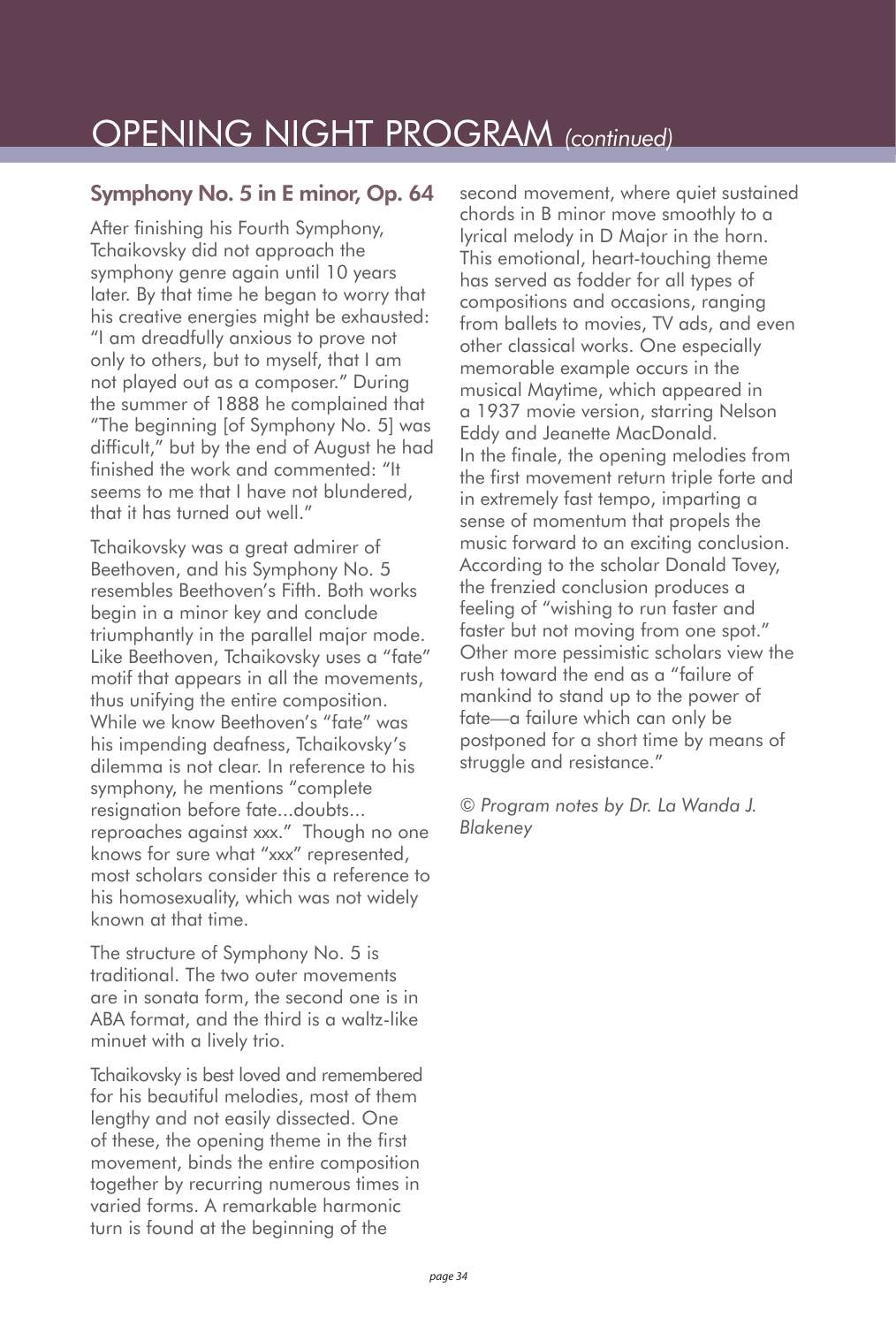# OPENING NIGHT PROGRAM *(continued)*

## Symphony No. 5 in E minor, Op. 64

After finishing his Fourth Symphony, Tchaikovsky did not approach the symphony genre again until 10 years later. By that time he began to worry that his creative energies might be exhausted: "I am dreadfully anxious to prove not only to others, but to myself, that I am not played out as a composer." During the summer of 1888 he complained that "The beginning [of Symphony No. 5] was difficult," but by the end of August he had finished the work and commented: "It seems to me that I have not blundered, that it has turned out well."

Tchaikovsky was a great admirer of Beethoven, and his Symphony No. 5 resembles Beethoven's Fifth. Both works begin in a minor key and conclude triumphantly in the parallel major mode. Like Beethoven, Tchaikovsky uses a "fate" motif that appears in all the movements, thus unifying the entire composition. While we know Beethoven's "fate" was his impending deafness, Tchaikovsky's dilemma is not clear. In reference to his symphony, he mentions "complete resignation before fate...doubts... reproaches against xxx." Though no one knows for sure what "xxx" represented, most scholars consider this a reference to his homosexuality, which was not widely known at that time.

The structure of Symphony No. 5 is traditional. The two outer movements are in sonata form, the second one is in ABA format, and the third is a waltz-like minuet with a lively trio.

Tchaikovsky is best loved and remembered for his beautiful melodies, most of them lengthy and not easily dissected. One of these, the opening theme in the first movement, binds the entire composition together by recurring numerous times in varied forms. A remarkable harmonic turn is found at the beginning of the second movement, where quiet sustained chords in B minor move smoothly to a lyrical melody in D Major in the horn. This emotional, heart-touching theme has served as fodder for all types of compositions and occasions, ranging from ballets to movies, TV ads, and even other classical works. One especially memorable example occurs in the musical Maytime, which appeared in a 1937 movie version, starring Nelson Eddy and Jeanette MacDonald.
In the finale, the opening melodies from the first movement return triple forte and in extremely fast tempo, imparting a sense of momentum that propels the music forward to an exciting conclusion. According to the scholar Donald Tovey, the frenzied conclusion produces a feeling of "wishing to run faster and faster but not moving from one spot." Other more pessimistic scholars view the rush toward the end as a "failure of mankind to stand up to the power of fate—a failure which can only be postponed for a short time by means of struggle and resistance."

*© Program notes by Dr. La Wanda J. Blakeney*